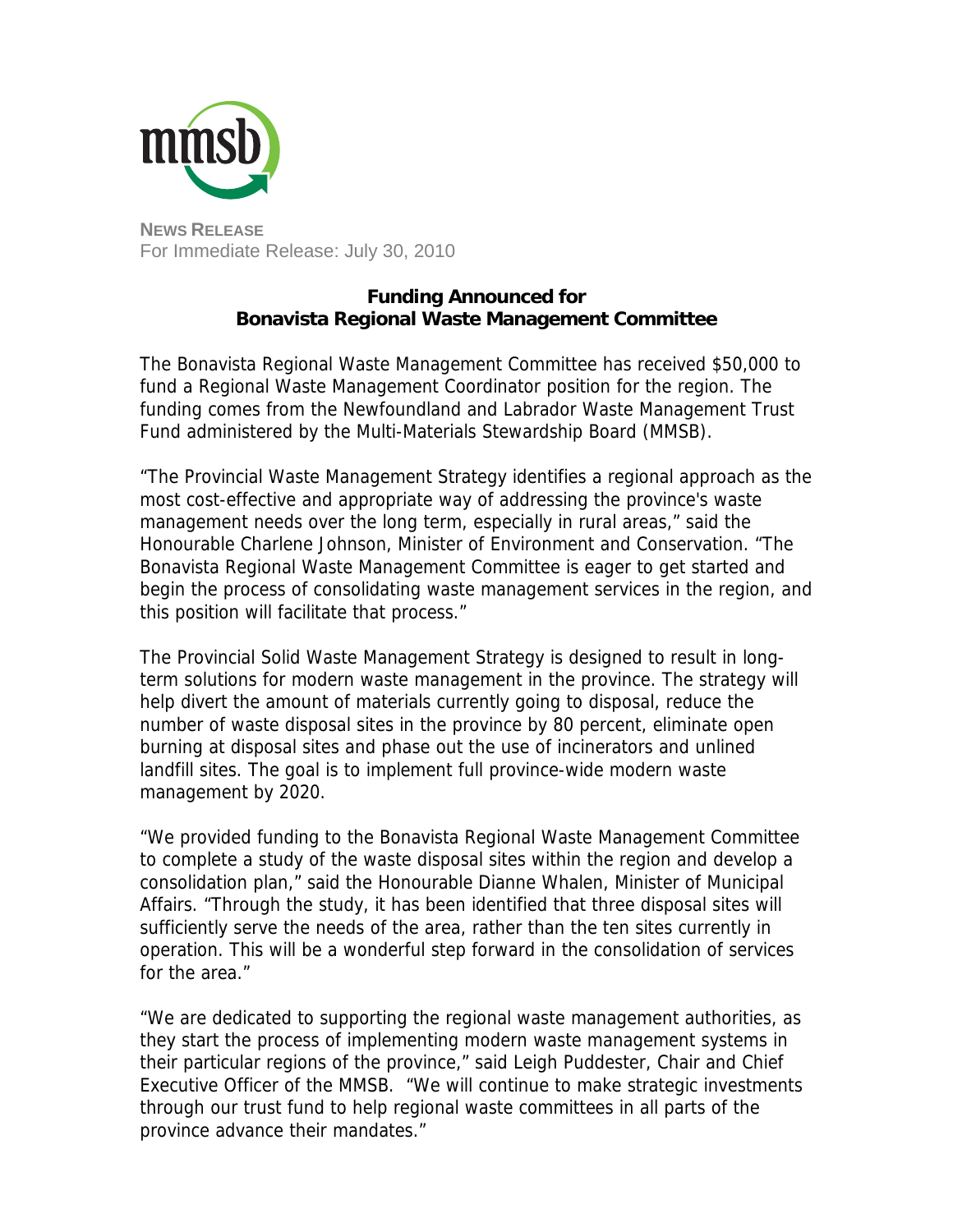**NEWS RELEASE**
For Immediate Release: July 30, 2010

# Funding Announced for Bonavista Regional Waste Management Committee

The Bonavista Regional Waste Management Committee has received $50,000 to fund a Regional Waste Management Coordinator position for the region. The funding comes from the Newfoundland and Labrador Waste Management Trust Fund administered by the Multi-Materials Stewardship Board (MMSB).

"The Provincial Waste Management Strategy identifies a regional approach as the most cost-effective and appropriate way of addressing the province's waste management needs over the long term, especially in rural areas," said the Honourable Charlene Johnson, Minister of Environment and Conservation. "The Bonavista Regional Waste Management Committee is eager to get started and begin the process of consolidating waste management services in the region, and this position will facilitate that process."

The Provincial Solid Waste Management Strategy is designed to result in long-term solutions for modern waste management in the province. The strategy will help divert the amount of materials currently going to disposal, reduce the number of waste disposal sites in the province by 80 percent, eliminate open burning at disposal sites and phase out the use of incinerators and unlined landfill sites. The goal is to implement full province-wide modern waste management by 2020.

"We provided funding to the Bonavista Regional Waste Management Committee to complete a study of the waste disposal sites within the region and develop a consolidation plan," said the Honourable Dianne Whalen, Minister of Municipal Affairs. "Through the study, it has been identified that three disposal sites will sufficiently serve the needs of the area, rather than the ten sites currently in operation. This will be a wonderful step forward in the consolidation of services for the area."

"We are dedicated to supporting the regional waste management authorities, as they start the process of implementing modern waste management systems in their particular regions of the province," said Leigh Puddester, Chair and Chief Executive Officer of the MMSB. "We will continue to make strategic investments through our trust fund to help regional waste committees in all parts of the province advance their mandates."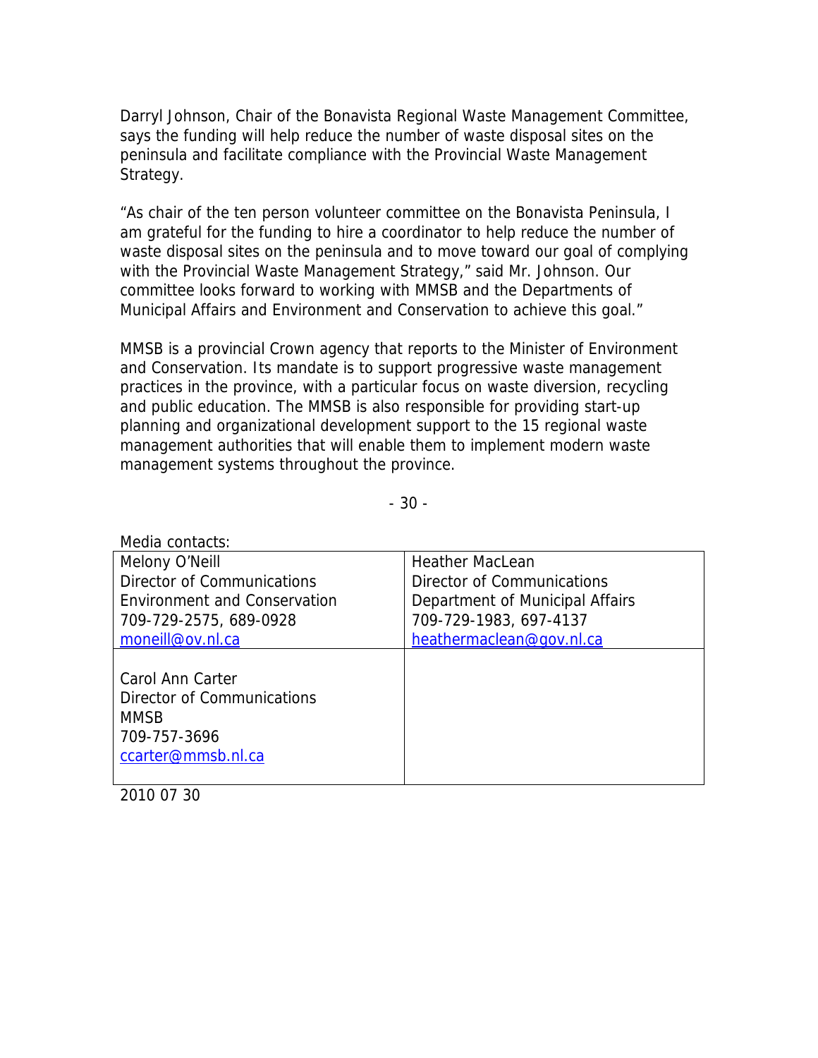Darryl Johnson, Chair of the Bonavista Regional Waste Management Committee, says the funding will help reduce the number of waste disposal sites on the peninsula and facilitate compliance with the Provincial Waste Management Strategy.

"As chair of the ten person volunteer committee on the Bonavista Peninsula, I am grateful for the funding to hire a coordinator to help reduce the number of waste disposal sites on the peninsula and to move toward our goal of complying with the Provincial Waste Management Strategy," said Mr. Johnson. Our committee looks forward to working with MMSB and the Departments of Municipal Affairs and Environment and Conservation to achieve this goal."

MMSB is a provincial Crown agency that reports to the Minister of Environment and Conservation. Its mandate is to support progressive waste management practices in the province, with a particular focus on waste diversion, recycling and public education. The MMSB is also responsible for providing start-up planning and organizational development support to the 15 regional waste management authorities that will enable them to implement modern waste management systems throughout the province.

\- 30 -

Media contacts:

| | |
|---|---|
| Melony O'Neill<br>Director of Communications<br>Environment and Conservation<br>709-729-2575, 689-0928<br>moneill@ov.nl.ca | Heather MacLean<br>Director of Communications<br>Department of Municipal Affairs<br>709-729-1983, 697-4137<br>heathermaclean@gov.nl.ca |
| Carol Ann Carter<br>Director of Communications<br>MMSB<br>709-757-3696<br>ccarter@mmsb.nl.ca | |

2010 07 30